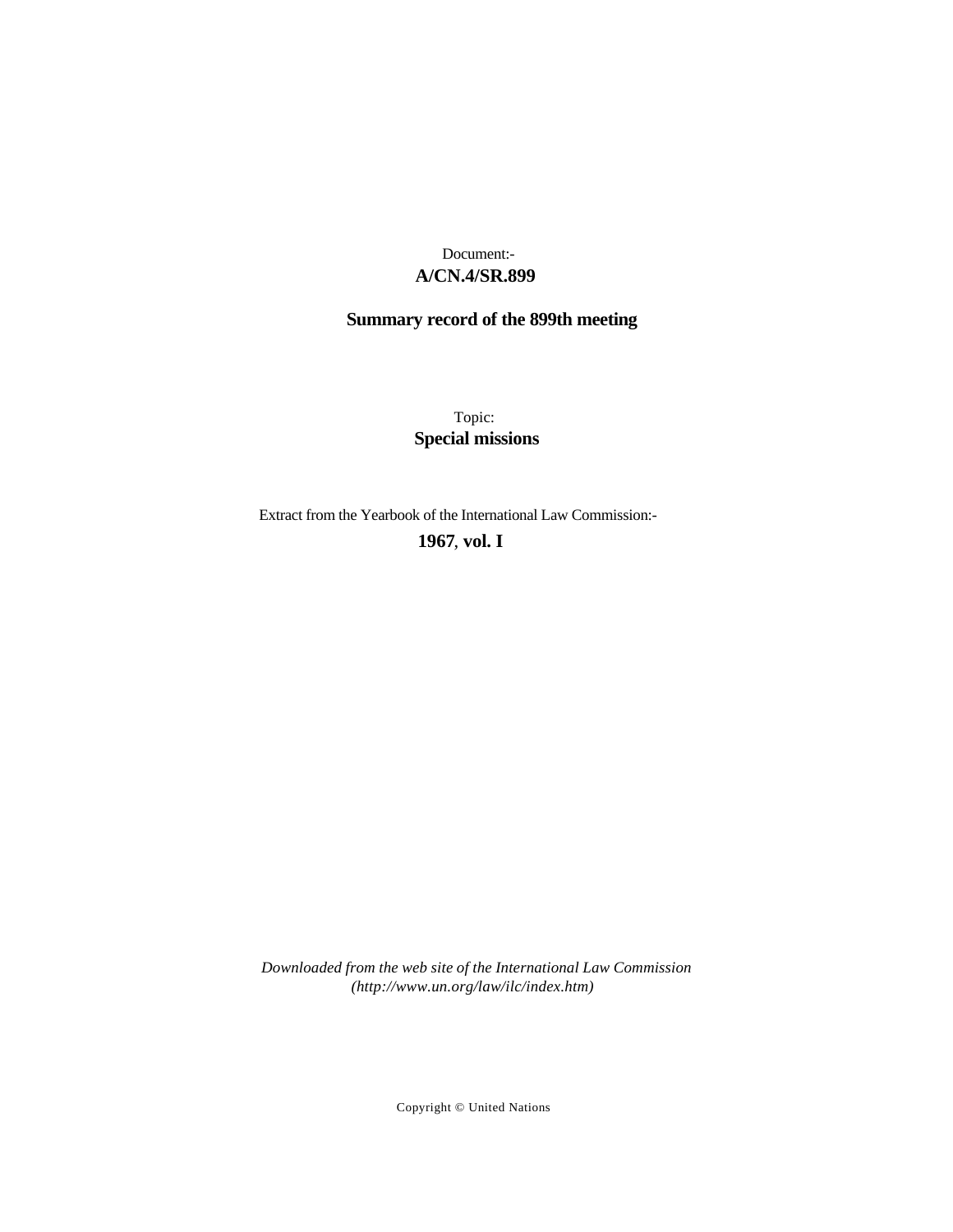Document:-

**A/CN.4/SR.899**

**Summary record of the 899th meeting**

Topic:

**Special missions**

Extract from the Yearbook of the International Law Commission:-

**1967**, **vol. I**

*Downloaded from the web site of the International Law Commission (http://www.un.org/law/ilc/index.htm)*

Copyright © United Nations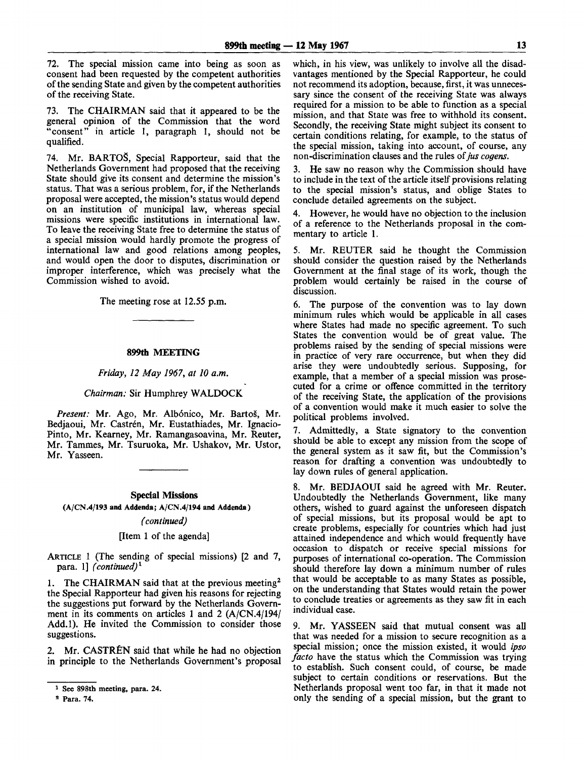72. The special mission came into being as soon as consent had been requested by the competent authorities of the sending State and given by the competent authorities of the receiving State.

73. The CHAIRMAN said that it appeared to be the general opinion of the Commission that the word "consent" in article 1, paragraph 1, should not be qualified.

74. Mr. BARTOŠ, Special Rapporteur, said that the Netherlands Government had proposed that the receiving State should give its consent and determine the mission's status. That was a serious problem, for, if the Netherlands proposal were accepted, the mission's status would depend on an institution of municipal law, whereas special missions were specific institutions in international law. To leave the receiving State free to determine the status of a special mission would hardly promote the progress of international law and good relations among peoples, and would open the door to disputes, discrimination or improper interference, which was precisely what the Commission wished to avoid.

The meeting rose at 12.55 p.m.

## 899th MEETING

*Friday, 12 May 1967, at 10 a.m.*

*Chairman:* Sir Humphrey WALDOCK

*Present:* Mr. Ago, Mr. Albónico, Mr. Bartoš, Mr. Bedjaoui, Mr. Castrén, Mr. Eustathiades, Mr. Ignacio-Pinto, Mr. Kearney, Mr. Ramangasoavina, Mr. Reuter, Mr. Tammes, Mr. Tsuruoka, Mr. Ushakov, Mr. Ustor, Mr. Yasseen.

### Special Missions

**(A/CN.4/193 and Addenda; A/CN.4/194 and Addenda)**

*(continued)*

[Item 1 of the agenda]

ARTICLE 1 (The sending of special missions) [2 and 7, para. 1] *(continued)*[1]

1. The CHAIRMAN said that at the previous meeting[2] the Special Rapporteur had given his reasons for rejecting the suggestions put forward by the Netherlands Government in its comments on articles 1 and 2 (A/CN.4/194/Add.1). He invited the Commission to consider those suggestions.

2. Mr. CASTRÉN said that while he had no objection in principle to the Netherlands Government's proposal which, in his view, was unlikely to involve all the disadvantages mentioned by the Special Rapporteur, he could not recommend its adoption, because, first, it was unnecessary since the consent of the receiving State was always required for a mission to be able to function as a special mission, and that State was free to withhold its consent. Secondly, the receiving State might subject its consent to certain conditions relating, for example, to the status of the special mission, taking into account, of course, any non-discrimination clauses and the rules of *jus cogens*.

3. He saw no reason why the Commission should have to include in the text of the article itself provisions relating to the special mission's status, and oblige States to conclude detailed agreements on the subject.

4. However, he would have no objection to the inclusion of a reference to the Netherlands proposal in the commentary to article 1.

5. Mr. REUTER said he thought the Commission should consider the question raised by the Netherlands Government at the final stage of its work, though the problem would certainly be raised in the course of discussion.

6. The purpose of the convention was to lay down minimum rules which would be applicable in all cases where States had made no specific agreement. To such States the convention would be of great value. The problems raised by the sending of special missions were in practice of very rare occurrence, but when they did arise they were undoubtedly serious. Supposing, for example, that a member of a special mission was prosecuted for a crime or offence committed in the territory of the receiving State, the application of the provisions of a convention would make it much easier to solve the political problems involved.

7. Admittedly, a State signatory to the convention should be able to except any mission from the scope of the general system as it saw fit, but the Commission's reason for drafting a convention was undoubtedly to lay down rules of general application.

8. Mr. BEDJAOUI said he agreed with Mr. Reuter. Undoubtedly the Netherlands Government, like many others, wished to guard against the unforeseen dispatch of special missions, but its proposal would be apt to create problems, especially for countries which had just attained independence and which would frequently have occasion to dispatch or receive special missions for purposes of international co-operation. The Commission should therefore lay down a minimum number of rules that would be acceptable to as many States as possible, on the understanding that States would retain the power to conclude treaties or agreements as they saw fit in each individual case.

9. Mr. YASSEEN said that mutual consent was all that was needed for a mission to secure recognition as a special mission; once the mission existed, it would *ipso facto* have the status which the Commission was trying to establish. Such consent could, of course, be made subject to certain conditions or reservations. But the Netherlands proposal went too far, in that it made not only the sending of a special mission, but the grant to

[1] See 898th meeting, para. 24.

[2] Para. 74.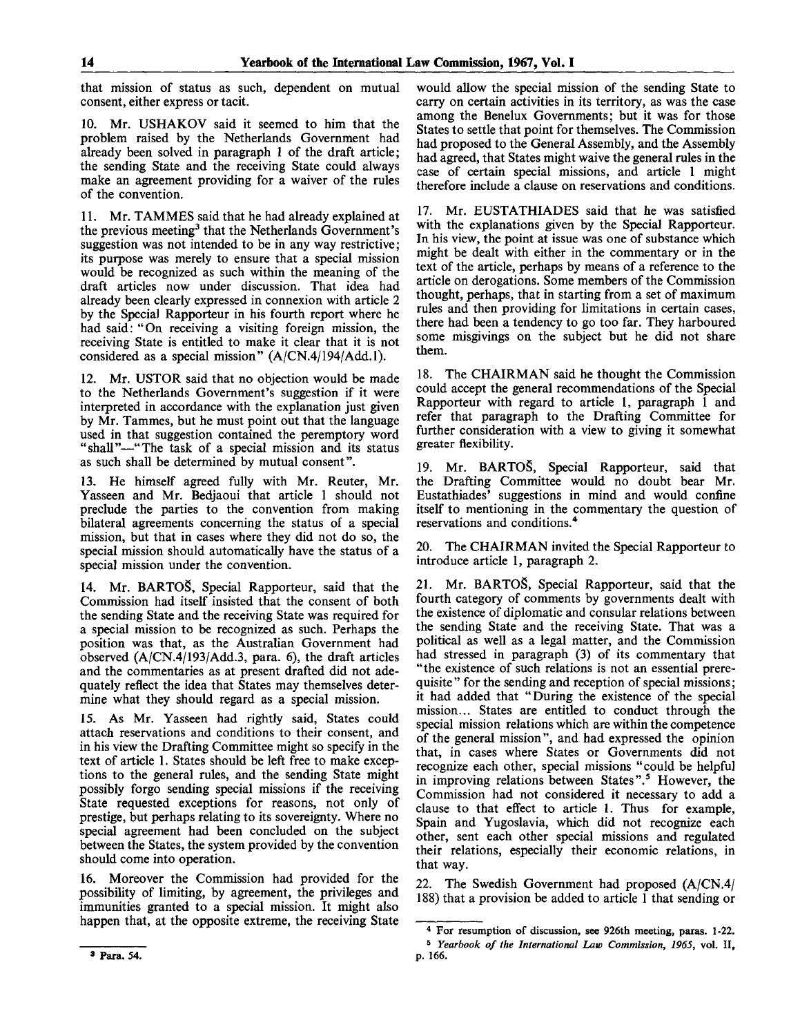that mission of status as such, dependent on mutual consent, either express or tacit.

10. Mr. USHAKOV said it seemed to him that the problem raised by the Netherlands Government had already been solved in paragraph 1 of the draft article; the sending State and the receiving State could always make an agreement providing for a waiver of the rules of the convention.

11. Mr. TAMMES said that he had already explained at the previous meeting[3] that the Netherlands Government's suggestion was not intended to be in any way restrictive; its purpose was merely to ensure that a special mission would be recognized as such within the meaning of the draft articles now under discussion. That idea had already been clearly expressed in connexion with article 2 by the Special Rapporteur in his fourth report where he had said: "On receiving a visiting foreign mission, the receiving State is entitled to make it clear that it is not considered as a special mission" (A/CN.4/194/Add.1).

12. Mr. USTOR said that no objection would be made to the Netherlands Government's suggestion if it were interpreted in accordance with the explanation just given by Mr. Tammes, but he must point out that the language used in that suggestion contained the peremptory word "shall"—"The task of a special mission and its status as such shall be determined by mutual consent".

13. He himself agreed fully with Mr. Reuter, Mr. Yasseen and Mr. Bedjaoui that article 1 should not preclude the parties to the convention from making bilateral agreements concerning the status of a special mission, but that in cases where they did not do so, the special mission should automatically have the status of a special mission under the convention.

14. Mr. BARTOŠ, Special Rapporteur, said that the Commission had itself insisted that the consent of both the sending State and the receiving State was required for a special mission to be recognized as such. Perhaps the position was that, as the Australian Government had observed (A/CN.4/193/Add.3, para. 6), the draft articles and the commentaries as at present drafted did not adequately reflect the idea that States may themselves determine what they should regard as a special mission.

15. As Mr. Yasseen had rightly said, States could attach reservations and conditions to their consent, and in his view the Drafting Committee might so specify in the text of article 1. States should be left free to make exceptions to the general rules, and the sending State might possibly forgo sending special missions if the receiving State requested exceptions for reasons, not only of prestige, but perhaps relating to its sovereignty. Where no special agreement had been concluded on the subject between the States, the system provided by the convention should come into operation.

16. Moreover the Commission had provided for the possibility of limiting, by agreement, the privileges and immunities granted to a special mission. It might also happen that, at the opposite extreme, the receiving State would allow the special mission of the sending State to carry on certain activities in its territory, as was the case among the Benelux Governments; but it was for those States to settle that point for themselves. The Commission had proposed to the General Assembly, and the Assembly had agreed, that States might waive the general rules in the case of certain special missions, and article 1 might therefore include a clause on reservations and conditions.

17. Mr. EUSTATHIADES said that he was satisfied with the explanations given by the Special Rapporteur. In his view, the point at issue was one of substance which might be dealt with either in the commentary or in the text of the article, perhaps by means of a reference to the article on derogations. Some members of the Commission thought, perhaps, that in starting from a set of maximum rules and then providing for limitations in certain cases, there had been a tendency to go too far. They harboured some misgivings on the subject but he did not share them.

18. The CHAIRMAN said he thought the Commission could accept the general recommendations of the Special Rapporteur with regard to article 1, paragraph 1 and refer that paragraph to the Drafting Committee for further consideration with a view to giving it somewhat greater flexibility.

19. Mr. BARTOŠ, Special Rapporteur, said that the Drafting Committee would no doubt bear Mr. Eustathiades' suggestions in mind and would confine itself to mentioning in the commentary the question of reservations and conditions.[4]

20. The CHAIRMAN invited the Special Rapporteur to introduce article 1, paragraph 2.

21. Mr. BARTOŠ, Special Rapporteur, said that the fourth category of comments by governments dealt with the existence of diplomatic and consular relations between the sending State and the receiving State. That was a political as well as a legal matter, and the Commission had stressed in paragraph (3) of its commentary that "the existence of such relations is not an essential prerequisite" for the sending and reception of special missions; it had added that "During the existence of the special mission... States are entitled to conduct through the special mission relations which are within the competence of the general mission", and had expressed the opinion that, in cases where States or Governments did not recognize each other, special missions "could be helpful in improving relations between States".[5] However, the Commission had not considered it necessary to add a clause to that effect to article 1. Thus for example, Spain and Yugoslavia, which did not recognize each other, sent each other special missions and regulated their relations, especially their economic relations, in that way.

22. The Swedish Government had proposed (A/CN.4/188) that a provision be added to article 1 that sending or

---

[3] Para. 54.

[4] For resumption of discussion, see 926th meeting, paras. 1-22.

[5] *Yearbook of the International Law Commission, 1965*, vol. II, p. 166.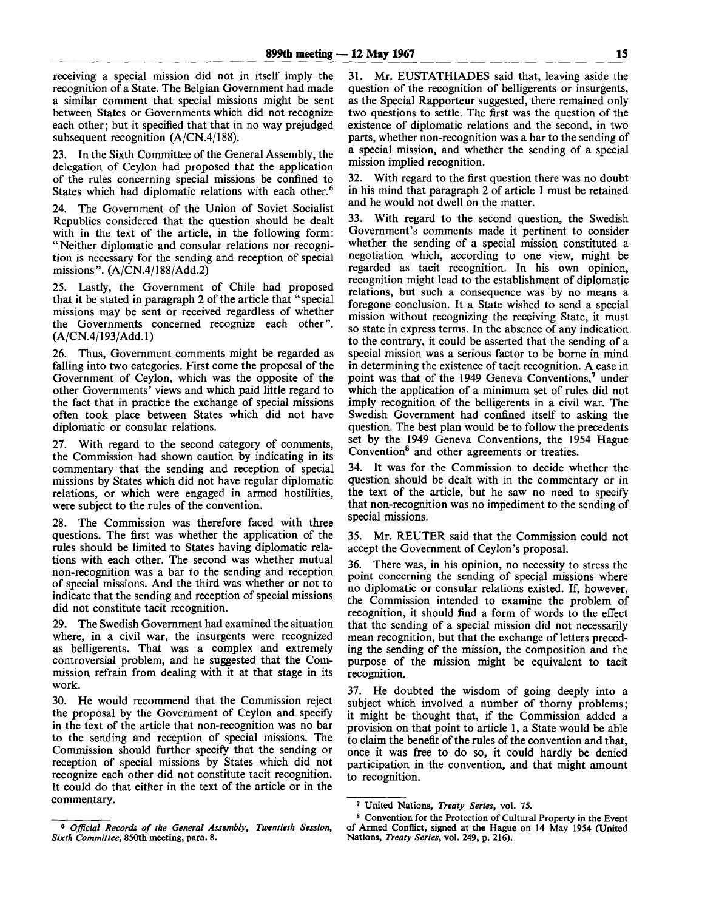receiving a special mission did not in itself imply the recognition of a State. The Belgian Government had made a similar comment that special missions might be sent between States or Governments which did not recognize each other; but it specified that that in no way prejudged subsequent recognition (A/CN.4/188).

23. In the Sixth Committee of the General Assembly, the delegation of Ceylon had proposed that the application of the rules concerning special missions be confined to States which had diplomatic relations with each other.[6]

24. The Government of the Union of Soviet Socialist Republics considered that the question should be dealt with in the text of the article, in the following form: "Neither diplomatic and consular relations nor recognition is necessary for the sending and reception of special missions". (A/CN.4/188/Add.2)

25. Lastly, the Government of Chile had proposed that it be stated in paragraph 2 of the article that "special missions may be sent or received regardless of whether the Governments concerned recognize each other". (A/CN.4/193/Add.1)

26. Thus, Government comments might be regarded as falling into two categories. First come the proposal of the Government of Ceylon, which was the opposite of the other Governments' views and which paid little regard to the fact that in practice the exchange of special missions often took place between States which did not have diplomatic or consular relations.

27. With regard to the second category of comments, the Commission had shown caution by indicating in its commentary that the sending and reception of special missions by States which did not have regular diplomatic relations, or which were engaged in armed hostilities, were subject to the rules of the convention.

28. The Commission was therefore faced with three questions. The first was whether the application of the rules should be limited to States having diplomatic relations with each other. The second was whether mutual non-recognition was a bar to the sending and reception of special missions. And the third was whether or not to indicate that the sending and reception of special missions did not constitute tacit recognition.

29. The Swedish Government had examined the situation where, in a civil war, the insurgents were recognized as belligerents. That was a complex and extremely controversial problem, and he suggested that the Commission refrain from dealing with it at that stage in its work.

30. He would recommend that the Commission reject the proposal by the Government of Ceylon and specify in the text of the article that non-recognition was no bar to the sending and reception of special missions. The Commission should further specify that the sending or reception of special missions by States which did not recognize each other did not constitute tacit recognition. It could do that either in the text of the article or in the commentary.

31. Mr. EUSTATHIADES said that, leaving aside the question of the recognition of belligerents or insurgents, as the Special Rapporteur suggested, there remained only two questions to settle. The first was the question of the existence of diplomatic relations and the second, in two parts, whether non-recognition was a bar to the sending of a special mission, and whether the sending of a special mission implied recognition.

32. With regard to the first question there was no doubt in his mind that paragraph 2 of article 1 must be retained and he would not dwell on the matter.

33. With regard to the second question, the Swedish Government's comments made it pertinent to consider whether the sending of a special mission constituted a negotiation which, according to one view, might be regarded as tacit recognition. In his own opinion, recognition might lead to the establishment of diplomatic relations, but such a consequence was by no means a foregone conclusion. It a State wished to send a special mission without recognizing the receiving State, it must so state in express terms. In the absence of any indication to the contrary, it could be asserted that the sending of a special mission was a serious factor to be borne in mind in determining the existence of tacit recognition. A case in point was that of the 1949 Geneva Conventions,[7] under which the application of a minimum set of rules did not imply recognition of the belligerents in a civil war. The Swedish Government had confined itself to asking the question. The best plan would be to follow the precedents set by the 1949 Geneva Conventions, the 1954 Hague Convention[8] and other agreements or treaties.

34. It was for the Commission to decide whether the question should be dealt with in the commentary or in the text of the article, but he saw no need to specify that non-recognition was no impediment to the sending of special missions.

35. Mr. REUTER said that the Commission could not accept the Government of Ceylon's proposal.

36. There was, in his opinion, no necessity to stress the point concerning the sending of special missions where no diplomatic or consular relations existed. If, however, the Commission intended to examine the problem of recognition, it should find a form of words to the effect that the sending of a special mission did not necessarily mean recognition, but that the exchange of letters preceding the sending of the mission, the composition and the purpose of the mission might be equivalent to tacit recognition.

37. He doubted the wisdom of going deeply into a subject which involved a number of thorny problems; it might be thought that, if the Commission added a provision on that point to article 1, a State would be able to claim the benefit of the rules of the convention and that, once it was free to do so, it could hardly be denied participation in the convention, and that might amount to recognition.

---

[6] *Official Records of the General Assembly, Twentieth Session, Sixth Committee*, 850th meeting, para. 8.

[7] United Nations, *Treaty Series*, vol. 75.

[8] Convention for the Protection of Cultural Property in the Event of Armed Conflict, signed at the Hague on 14 May 1954 (United Nations, *Treaty Series*, vol. 249, p. 216).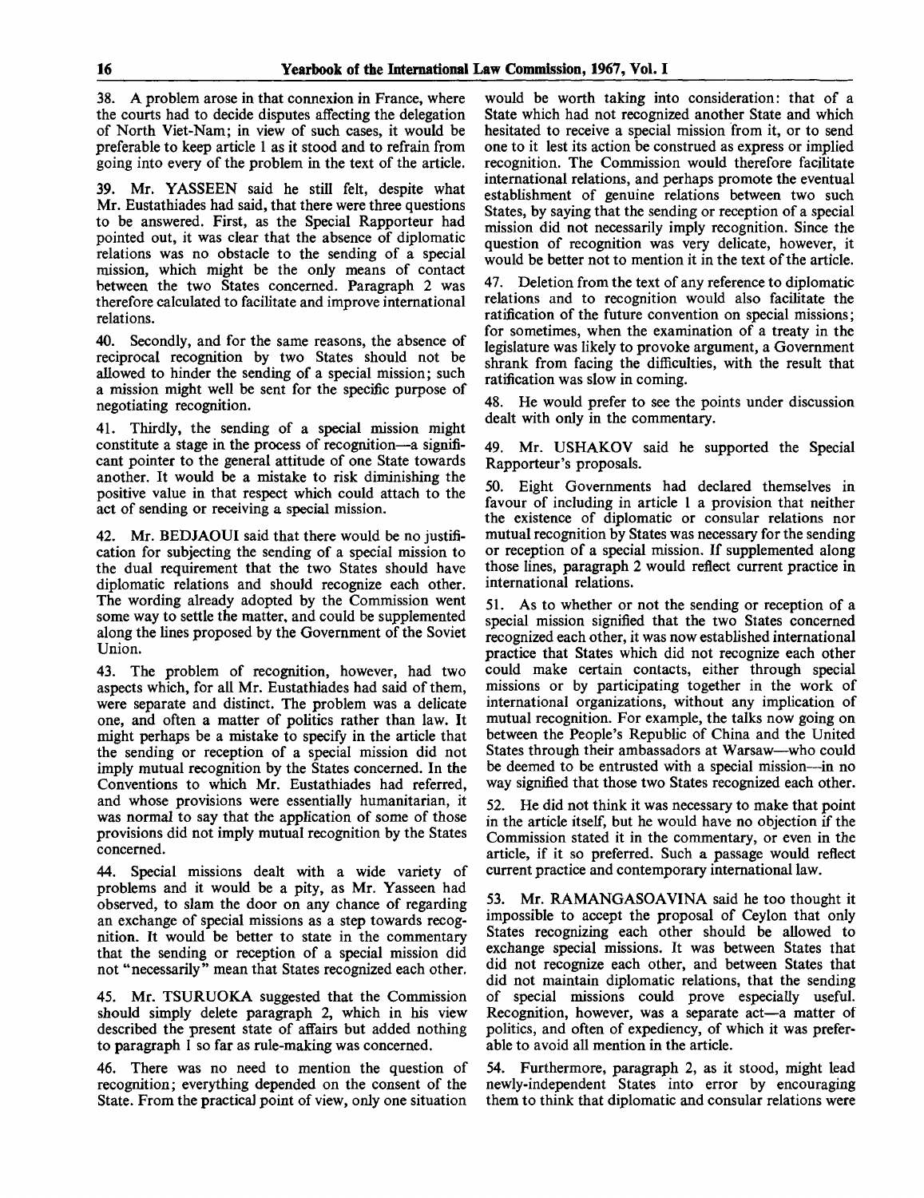38. A problem arose in that connexion in France, where the courts had to decide disputes affecting the delegation of North Viet-Nam; in view of such cases, it would be preferable to keep article 1 as it stood and to refrain from going into every of the problem in the text of the article.

39. Mr. YASSEEN said he still felt, despite what Mr. Eustathiades had said, that there were three questions to be answered. First, as the Special Rapporteur had pointed out, it was clear that the absence of diplomatic relations was no obstacle to the sending of a special mission, which might be the only means of contact between the two States concerned. Paragraph 2 was therefore calculated to facilitate and improve international relations.

40. Secondly, and for the same reasons, the absence of reciprocal recognition by two States should not be allowed to hinder the sending of a special mission; such a mission might well be sent for the specific purpose of negotiating recognition.

41. Thirdly, the sending of a special mission might constitute a stage in the process of recognition—a significant pointer to the general attitude of one State towards another. It would be a mistake to risk diminishing the positive value in that respect which could attach to the act of sending or receiving a special mission.

42. Mr. BEDJAOUI said that there would be no justification for subjecting the sending of a special mission to the dual requirement that the two States should have diplomatic relations and should recognize each other. The wording already adopted by the Commission went some way to settle the matter, and could be supplemented along the lines proposed by the Government of the Soviet Union.

43. The problem of recognition, however, had two aspects which, for all Mr. Eustathiades had said of them, were separate and distinct. The problem was a delicate one, and often a matter of politics rather than law. It might perhaps be a mistake to specify in the article that the sending or reception of a special mission did not imply mutual recognition by the States concerned. In the Conventions to which Mr. Eustathiades had referred, and whose provisions were essentially humanitarian, it was normal to say that the application of some of those provisions did not imply mutual recognition by the States concerned.

44. Special missions dealt with a wide variety of problems and it would be a pity, as Mr. Yasseen had observed, to slam the door on any chance of regarding an exchange of special missions as a step towards recognition. It would be better to state in the commentary that the sending or reception of a special mission did not "necessarily" mean that States recognized each other.

45. Mr. TSURUOKA suggested that the Commission should simply delete paragraph 2, which in his view described the present state of affairs but added nothing to paragraph 1 so far as rule-making was concerned.

46. There was no need to mention the question of recognition; everything depended on the consent of the State. From the practical point of view, only one situation would be worth taking into consideration: that of a State which had not recognized another State and which hesitated to receive a special mission from it, or to send one to it lest its action be construed as express or implied recognition. The Commission would therefore facilitate international relations, and perhaps promote the eventual establishment of genuine relations between two such States, by saying that the sending or reception of a special mission did not necessarily imply recognition. Since the question of recognition was very delicate, however, it would be better not to mention it in the text of the article.

47. Deletion from the text of any reference to diplomatic relations and to recognition would also facilitate the ratification of the future convention on special missions; for sometimes, when the examination of a treaty in the legislature was likely to provoke argument, a Government shrank from facing the difficulties, with the result that ratification was slow in coming.

48. He would prefer to see the points under discussion dealt with only in the commentary.

49. Mr. USHAKOV said he supported the Special Rapporteur's proposals.

50. Eight Governments had declared themselves in favour of including in article 1 a provision that neither the existence of diplomatic or consular relations nor mutual recognition by States was necessary for the sending or reception of a special mission. If supplemented along those lines, paragraph 2 would reflect current practice in international relations.

51. As to whether or not the sending or reception of a special mission signified that the two States concerned recognized each other, it was now established international practice that States which did not recognize each other could make certain contacts, either through special missions or by participating together in the work of international organizations, without any implication of mutual recognition. For example, the talks now going on between the People's Republic of China and the United States through their ambassadors at Warsaw—who could be deemed to be entrusted with a special mission—in no way signified that those two States recognized each other.

52. He did not think it was necessary to make that point in the article itself, but he would have no objection if the Commission stated it in the commentary, or even in the article, if it so preferred. Such a passage would reflect current practice and contemporary international law.

53. Mr. RAMANGASOAVINA said he too thought it impossible to accept the proposal of Ceylon that only States recognizing each other should be allowed to exchange special missions. It was between States that did not recognize each other, and between States that did not maintain diplomatic relations, that the sending of special missions could prove especially useful. Recognition, however, was a separate act—a matter of politics, and often of expediency, of which it was preferable to avoid all mention in the article.

54. Furthermore, paragraph 2, as it stood, might lead newly-independent States into error by encouraging them to think that diplomatic and consular relations were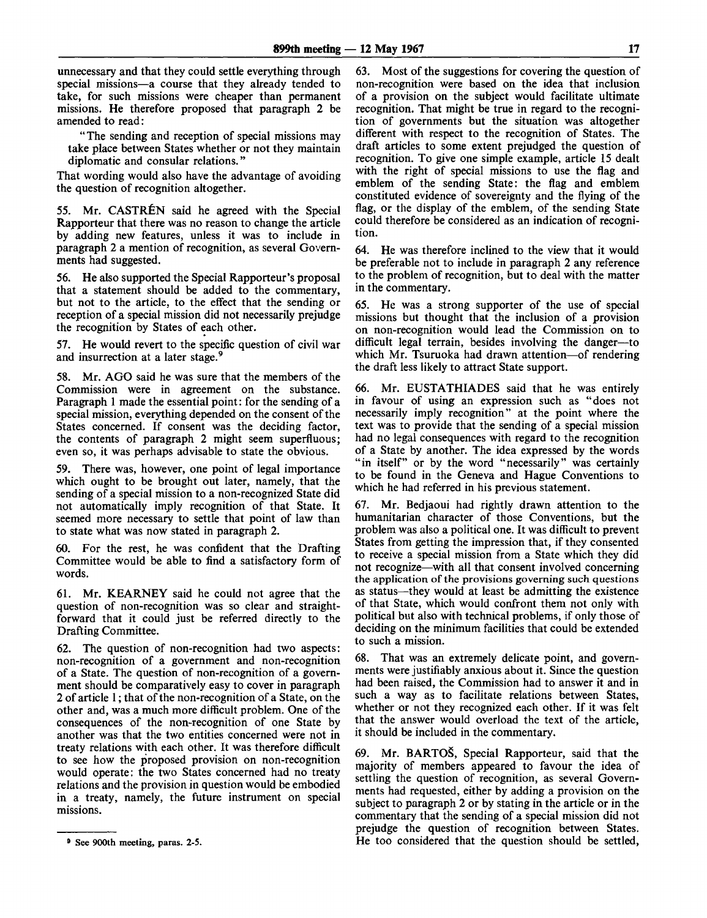unnecessary and that they could settle everything through special missions—a course that they already tended to take, for such missions were cheaper than permanent missions. He therefore proposed that paragraph 2 be amended to read:

"The sending and reception of special missions may take place between States whether or not they maintain diplomatic and consular relations."

That wording would also have the advantage of avoiding the question of recognition altogether.

55. Mr. CASTRÉN said he agreed with the Special Rapporteur that there was no reason to change the article by adding new features, unless it was to include in paragraph 2 a mention of recognition, as several Governments had suggested.

56. He also supported the Special Rapporteur's proposal that a statement should be added to the commentary, but not to the article, to the effect that the sending or reception of a special mission did not necessarily prejudge the recognition by States of each other.

57. He would revert to the specific question of civil war and insurrection at a later stage.[9]

58. Mr. AGO said he was sure that the members of the Commission were in agreement on the substance. Paragraph 1 made the essential point: for the sending of a special mission, everything depended on the consent of the States concerned. If consent was the deciding factor, the contents of paragraph 2 might seem superfluous; even so, it was perhaps advisable to state the obvious.

59. There was, however, one point of legal importance which ought to be brought out later, namely, that the sending of a special mission to a non-recognized State did not automatically imply recognition of that State. It seemed more necessary to settle that point of law than to state what was now stated in paragraph 2.

60. For the rest, he was confident that the Drafting Committee would be able to find a satisfactory form of words.

61. Mr. KEARNEY said he could not agree that the question of non-recognition was so clear and straightforward that it could just be referred directly to the Drafting Committee.

62. The question of non-recognition had two aspects: non-recognition of a government and non-recognition of a State. The question of non-recognition of a government should be comparatively easy to cover in paragraph 2 of article 1; that of the non-recognition of a State, on the other and, was a much more difficult problem. One of the consequences of the non-recognition of one State by another was that the two entities concerned were not in treaty relations with each other. It was therefore difficult to see how the proposed provision on non-recognition would operate: the two States concerned had no treaty relations and the provision in question would be embodied in a treaty, namely, the future instrument on special missions.

63. Most of the suggestions for covering the question of non-recognition were based on the idea that inclusion of a provision on the subject would facilitate ultimate recognition. That might be true in regard to the recognition of governments but the situation was altogether different with respect to the recognition of States. The draft articles to some extent prejudged the question of recognition. To give one simple example, article 15 dealt with the right of special missions to use the flag and emblem of the sending State: the flag and emblem constituted evidence of sovereignty and the flying of the flag, or the display of the emblem, of the sending State could therefore be considered as an indication of recognition.

64. He was therefore inclined to the view that it would be preferable not to include in paragraph 2 any reference to the problem of recognition, but to deal with the matter in the commentary.

65. He was a strong supporter of the use of special missions but thought that the inclusion of a provision on non-recognition would lead the Commission on to difficult legal terrain, besides involving the danger—to which Mr. Tsuruoka had drawn attention—of rendering the draft less likely to attract State support.

66. Mr. EUSTATHIADES said that he was entirely in favour of using an expression such as "does not necessarily imply recognition" at the point where the text was to provide that the sending of a special mission had no legal consequences with regard to the recognition of a State by another. The idea expressed by the words "in itself" or by the word "necessarily" was certainly to be found in the Geneva and Hague Conventions to which he had referred in his previous statement.

67. Mr. Bedjaoui had rightly drawn attention to the humanitarian character of those Conventions, but the problem was also a political one. It was difficult to prevent States from getting the impression that, if they consented to receive a special mission from a State which they did not recognize—with all that consent involved concerning the application of the provisions governing such questions as status—they would at least be admitting the existence of that State, which would confront them not only with political but also with technical problems, if only those of deciding on the minimum facilities that could be extended to such a mission.

68. That was an extremely delicate point, and governments were justifiably anxious about it. Since the question had been raised, the Commission had to answer it and in such a way as to facilitate relations between States, whether or not they recognized each other. If it was felt that the answer would overload the text of the article, it should be included in the commentary.

69. Mr. BARTOŠ, Special Rapporteur, said that the majority of members appeared to favour the idea of settling the question of recognition, as several Governments had requested, either by adding a provision on the subject to paragraph 2 or by stating in the article or in the commentary that the sending of a special mission did not prejudge the question of recognition between States. He too considered that the question should be settled,

---

[9] See 900th meeting, paras. 2-5.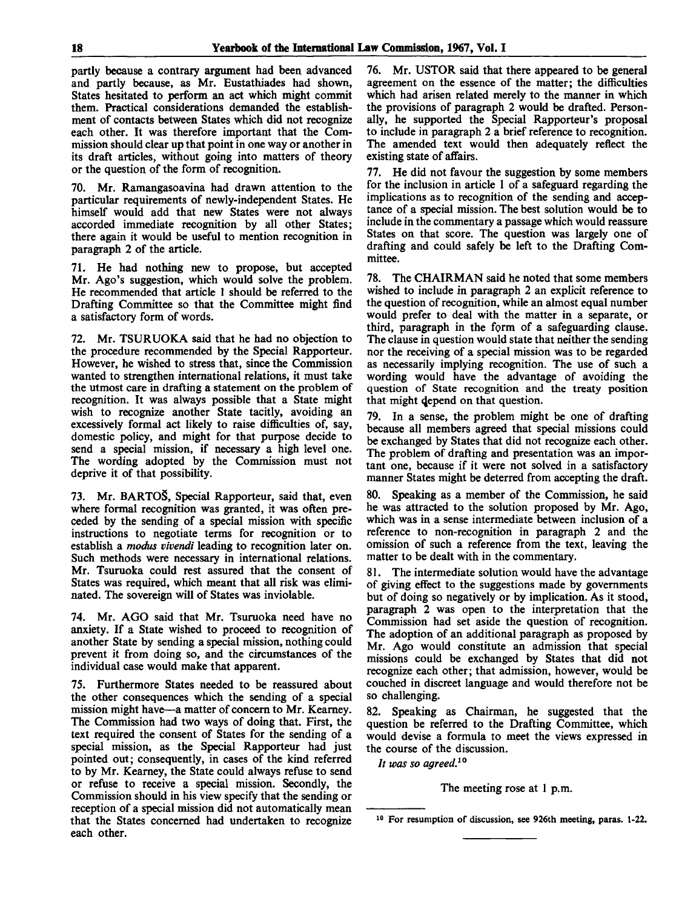partly because a contrary argument had been advanced and partly because, as Mr. Eustathiades had shown, States hesitated to perform an act which might commit them. Practical considerations demanded the establishment of contacts between States which did not recognize each other. It was therefore important that the Commission should clear up that point in one way or another in its draft articles, without going into matters of theory or the question of the form of recognition.

70. Mr. Ramangasoavina had drawn attention to the particular requirements of newly-independent States. He himself would add that new States were not always accorded immediate recognition by all other States; there again it would be useful to mention recognition in paragraph 2 of the article.

71. He had nothing new to propose, but accepted Mr. Ago's suggestion, which would solve the problem. He recommended that article 1 should be referred to the Drafting Committee so that the Committee might find a satisfactory form of words.

72. Mr. TSURUOKA said that he had no objection to the procedure recommended by the Special Rapporteur. However, he wished to stress that, since the Commission wanted to strengthen international relations, it must take the utmost care in drafting a statement on the problem of recognition. It was always possible that a State might wish to recognize another State tacitly, avoiding an excessively formal act likely to raise difficulties of, say, domestic policy, and might for that purpose decide to send a special mission, if necessary a high level one. The wording adopted by the Commission must not deprive it of that possibility.

73. Mr. BARTOŠ, Special Rapporteur, said that, even where formal recognition was granted, it was often preceded by the sending of a special mission with specific instructions to negotiate terms for recognition or to establish a *modus vivendi* leading to recognition later on. Such methods were necessary in international relations. Mr. Tsuruoka could rest assured that the consent of States was required, which meant that all risk was eliminated. The sovereign will of States was inviolable.

74. Mr. AGO said that Mr. Tsuruoka need have no anxiety. If a State wished to proceed to recognition of another State by sending a special mission, nothing could prevent it from doing so, and the circumstances of the individual case would make that apparent.

75. Furthermore States needed to be reassured about the other consequences which the sending of a special mission might have—a matter of concern to Mr. Kearney. The Commission had two ways of doing that. First, the text required the consent of States for the sending of a special mission, as the Special Rapporteur had just pointed out; consequently, in cases of the kind referred to by Mr. Kearney, the State could always refuse to send or refuse to receive a special mission. Secondly, the Commission should in his view specify that the sending or reception of a special mission did not automatically mean that the States concerned had undertaken to recognize each other.

76. Mr. USTOR said that there appeared to be general agreement on the essence of the matter; the difficulties which had arisen related merely to the manner in which the provisions of paragraph 2 would be drafted. Personally, he supported the Special Rapporteur's proposal to include in paragraph 2 a brief reference to recognition. The amended text would then adequately reflect the existing state of affairs.

77. He did not favour the suggestion by some members for the inclusion in article 1 of a safeguard regarding the implications as to recognition of the sending and acceptance of a special mission. The best solution would be to include in the commentary a passage which would reassure States on that score. The question was largely one of drafting and could safely be left to the Drafting Committee.

78. The CHAIRMAN said he noted that some members wished to include in paragraph 2 an explicit reference to the question of recognition, while an almost equal number would prefer to deal with the matter in a separate, or third, paragraph in the form of a safeguarding clause. The clause in question would state that neither the sending nor the receiving of a special mission was to be regarded as necessarily implying recognition. The use of such a wording would have the advantage of avoiding the question of State recognition and the treaty position that might depend on that question.

79. In a sense, the problem might be one of drafting because all members agreed that special missions could be exchanged by States that did not recognize each other. The problem of drafting and presentation was an important one, because if it were not solved in a satisfactory manner States might be deterred from accepting the draft.

80. Speaking as a member of the Commission, he said he was attracted to the solution proposed by Mr. Ago, which was in a sense intermediate between inclusion of a reference to non-recognition in paragraph 2 and the omission of such a reference from the text, leaving the matter to be dealt with in the commentary.

81. The intermediate solution would have the advantage of giving effect to the suggestions made by governments but of doing so negatively or by implication. As it stood, paragraph 2 was open to the interpretation that the Commission had set aside the question of recognition. The adoption of an additional paragraph as proposed by Mr. Ago would constitute an admission that special missions could be exchanged by States that did not recognize each other; that admission, however, would be couched in discreet language and would therefore not be so challenging.

82. Speaking as Chairman, he suggested that the question be referred to the Drafting Committee, which would devise a formula to meet the views expressed in the course of the discussion.

*It was so agreed.*[10]

The meeting rose at 1 p.m.

[10] For resumption of discussion, see 926th meeting, paras. 1-22.